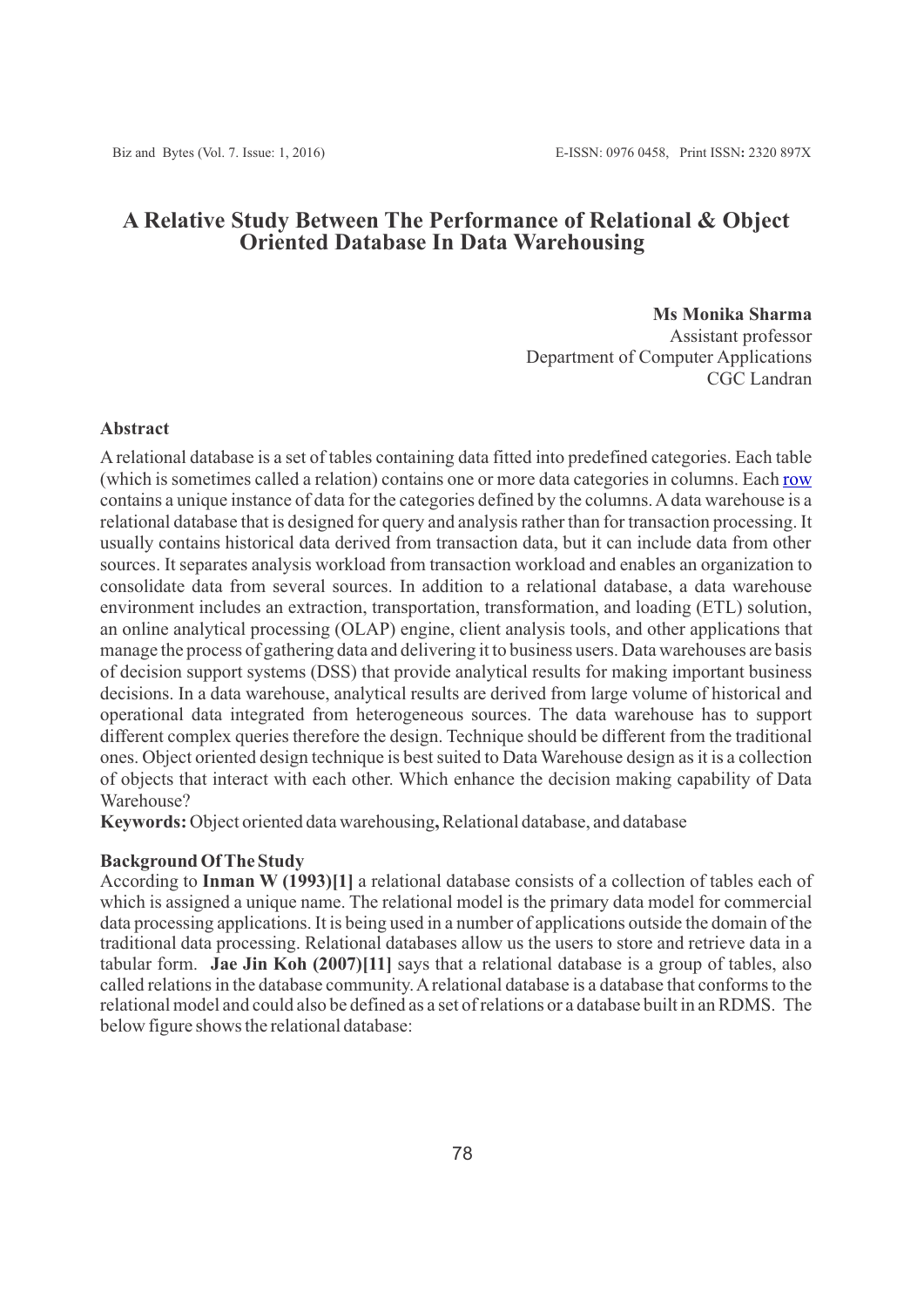# A Relative Study Between The Performance of Relational & Object Oriented Database In Data Warehousing

**Ms Monika Sharma**
Assistant professor
Department of Computer Applications
CGC Landran

## Abstract

A relational database is a set of tables containing data fitted into predefined categories. Each table (which is sometimes called a relation) contains one or more data categories in columns. Each row contains a unique instance of data for the categories defined by the columns. A data warehouse is a relational database that is designed for query and analysis rather than for transaction processing. It usually contains historical data derived from transaction data, but it can include data from other sources. It separates analysis workload from transaction workload and enables an organization to consolidate data from several sources. In addition to a relational database, a data warehouse environment includes an extraction, transportation, transformation, and loading (ETL) solution, an online analytical processing (OLAP) engine, client analysis tools, and other applications that manage the process of gathering data and delivering it to business users. Data warehouses are basis of decision support systems (DSS) that provide analytical results for making important business decisions. In a data warehouse, analytical results are derived from large volume of historical and operational data integrated from heterogeneous sources. The data warehouse has to support different complex queries therefore the design. Technique should be different from the traditional ones. Object oriented design technique is best suited to Data Warehouse design as it is a collection of objects that interact with each other. Which enhance the decision making capability of Data Warehouse?

**Keywords:** Object oriented data warehousing**,** Relational database, and database

## Background Of The Study

According to **Inman W (1993)[1]** a relational database consists of a collection of tables each of which is assigned a unique name. The relational model is the primary data model for commercial data processing applications. It is being used in a number of applications outside the domain of the traditional data processing. Relational databases allow us the users to store and retrieve data in a tabular form. **Jae Jin Koh (2007)[11]** says that a relational database is a group of tables, also called relations in the database community. A relational database is a database that conforms to the relational model and could also be defined as a set of relations or a database built in an RDMS. The below figure shows the relational database: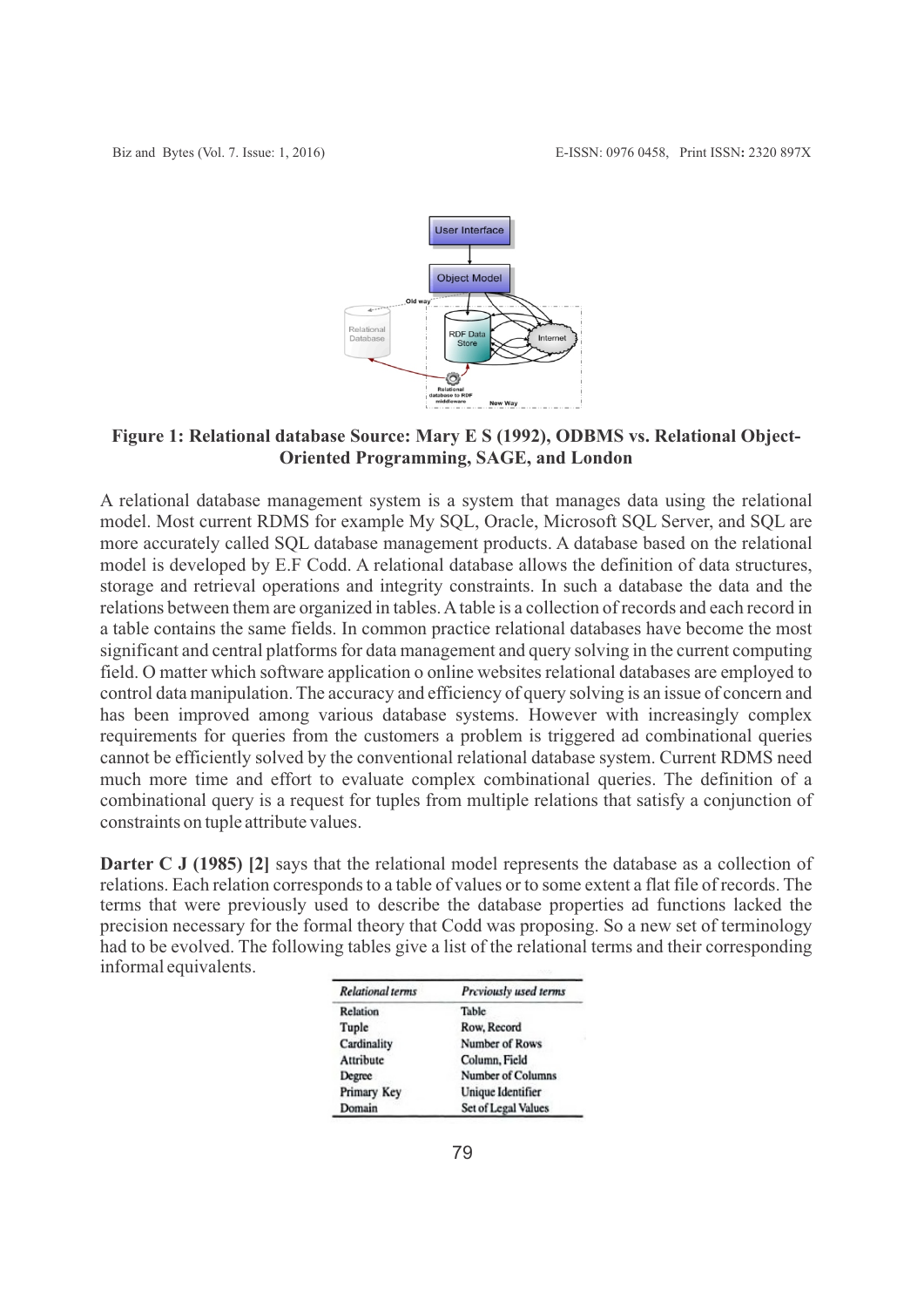**Figure 1: Relational database Source: Mary E S (1992), ODBMS vs. Relational Object-Oriented Programming, SAGE, and London**

A relational database management system is a system that manages data using the relational model. Most current RDMS for example My SQL, Oracle, Microsoft SQL Server, and SQL are more accurately called SQL database management products. A database based on the relational model is developed by E.F Codd. A relational database allows the definition of data structures, storage and retrieval operations and integrity constraints. In such a database the data and the relations between them are organized in tables. A table is a collection of records and each record in a table contains the same fields. In common practice relational databases have become the most significant and central platforms for data management and query solving in the current computing field. O matter which software application o online websites relational databases are employed to control data manipulation. The accuracy and efficiency of query solving is an issue of concern and has been improved among various database systems. However with increasingly complex requirements for queries from the customers a problem is triggered ad combinational queries cannot be efficiently solved by the conventional relational database system. Current RDMS need much more time and effort to evaluate complex combinational queries. The definition of a combinational query is a request for tuples from multiple relations that satisfy a conjunction of constraints on tuple attribute values.

**Darter C J (1985) [2]** says that the relational model represents the database as a collection of relations. Each relation corresponds to a table of values or to some extent a flat file of records. The terms that were previously used to describe the database properties ad functions lacked the precision necessary for the formal theory that Codd was proposing. So a new set of terminology had to be evolved. The following tables give a list of the relational terms and their corresponding informal equivalents.

| *Relational terms* | *Previously used terms* |
|---|---|
| Relation | Table |
| Tuple | Row, Record |
| Cardinality | Number of Rows |
| Attribute | Column, Field |
| Degree | Number of Columns |
| Primary Key | Unique Identifier |
| Domain | Set of Legal Values |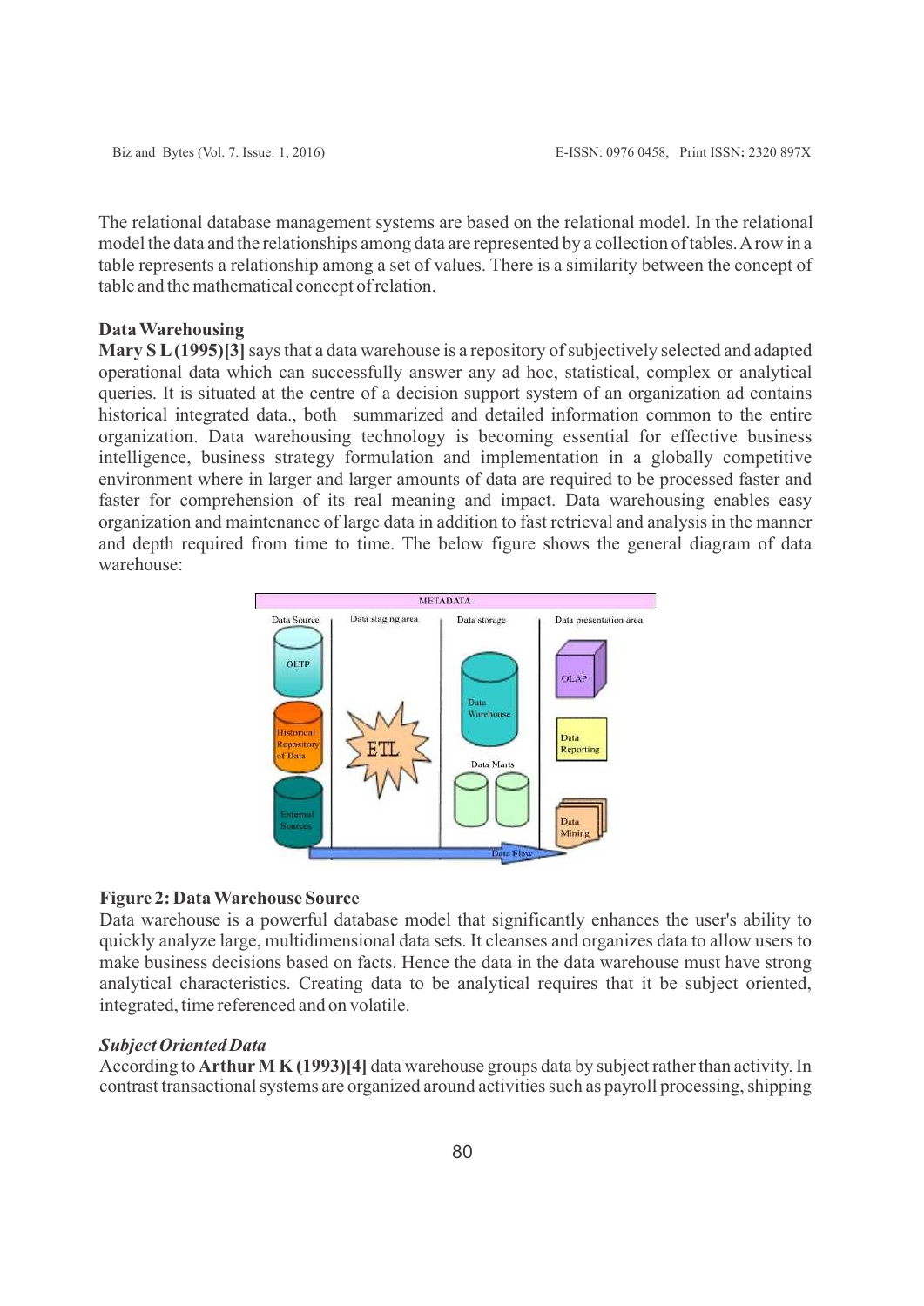The relational database management systems are based on the relational model. In the relational model the data and the relationships among data are represented by a collection of tables. A row in a table represents a relationship among a set of values. There is a similarity between the concept of table and the mathematical concept of relation.

### Data Warehousing

**Mary S L (1995)[3]** says that a data warehouse is a repository of subjectively selected and adapted operational data which can successfully answer any ad hoc, statistical, complex or analytical queries. It is situated at the centre of a decision support system of an organization ad contains historical integrated data., both summarized and detailed information common to the entire organization. Data warehousing technology is becoming essential for effective business intelligence, business strategy formulation and implementation in a globally competitive environment where in larger and larger amounts of data are required to be processed faster and faster for comprehension of its real meaning and impact. Data warehousing enables easy organization and maintenance of large data in addition to fast retrieval and analysis in the manner and depth required from time to time. The below figure shows the general diagram of data warehouse:

**Figure 2: Data Warehouse Source**

Data warehouse is a powerful database model that significantly enhances the user's ability to quickly analyze large, multidimensional data sets. It cleanses and organizes data to allow users to make business decisions based on facts. Hence the data in the data warehouse must have strong analytical characteristics. Creating data to be analytical requires that it be subject oriented, integrated, time referenced and on volatile.

#### *Subject Oriented Data*

According to **Arthur M K (1993)[4]** data warehouse groups data by subject rather than activity. In contrast transactional systems are organized around activities such as payroll processing, shipping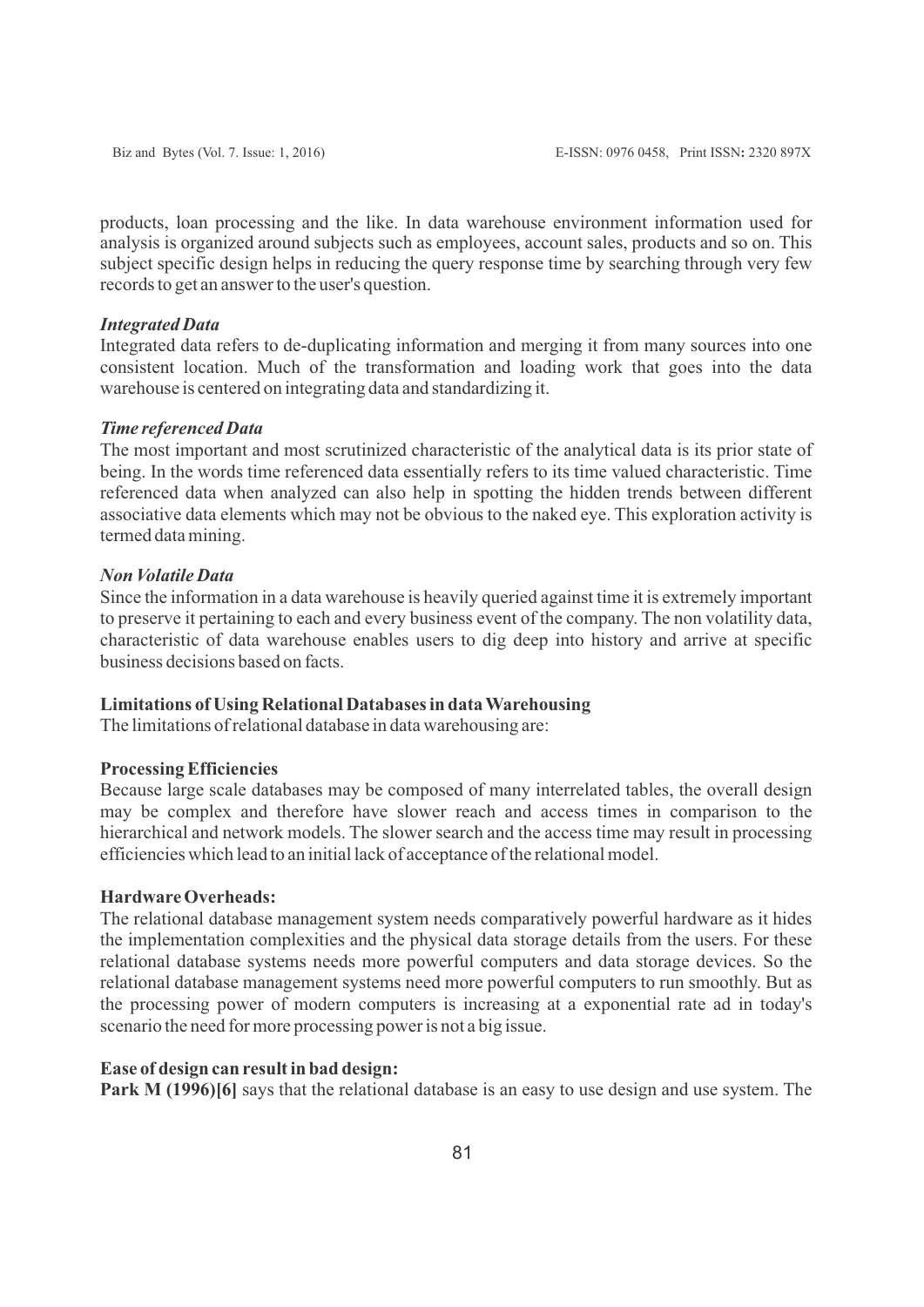products, loan processing and the like. In data warehouse environment information used for analysis is organized around subjects such as employees, account sales, products and so on. This subject specific design helps in reducing the query response time by searching through very few records to get an answer to the user's question.

***Integrated Data***

Integrated data refers to de-duplicating information and merging it from many sources into one consistent location. Much of the transformation and loading work that goes into the data warehouse is centered on integrating data and standardizing it.

***Time referenced Data***

The most important and most scrutinized characteristic of the analytical data is its prior state of being. In the words time referenced data essentially refers to its time valued characteristic. Time referenced data when analyzed can also help in spotting the hidden trends between different associative data elements which may not be obvious to the naked eye. This exploration activity is termed data mining.

***Non Volatile Data***

Since the information in a data warehouse is heavily queried against time it is extremely important to preserve it pertaining to each and every business event of the company. The non volatility data, characteristic of data warehouse enables users to dig deep into history and arrive at specific business decisions based on facts.

**Limitations of Using Relational Databases in data Warehousing**

The limitations of relational database in data warehousing are:

**Processing Efficiencies**

Because large scale databases may be composed of many interrelated tables, the overall design may be complex and therefore have slower reach and access times in comparison to the hierarchical and network models. The slower search and the access time may result in processing efficiencies which lead to an initial lack of acceptance of the relational model.

**Hardware Overheads:**

The relational database management system needs comparatively powerful hardware as it hides the implementation complexities and the physical data storage details from the users. For these relational database systems needs more powerful computers and data storage devices. So the relational database management systems need more powerful computers to run smoothly. But as the processing power of modern computers is increasing at a exponential rate ad in today's scenario the need for more processing power is not a big issue.

**Ease of design can result in bad design:**

**Park M (1996)[6]** says that the relational database is an easy to use design and use system. The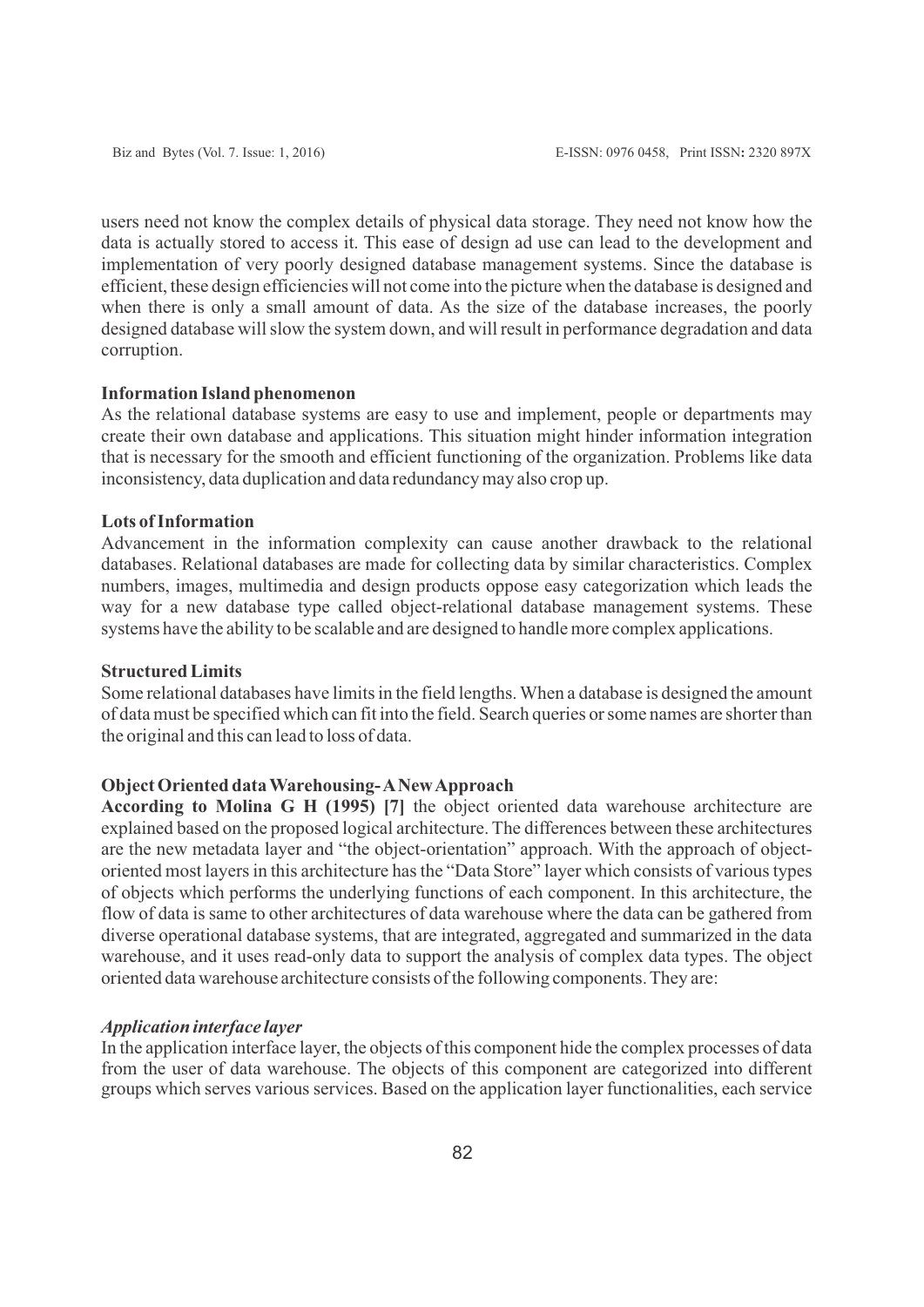users need not know the complex details of physical data storage. They need not know how the data is actually stored to access it. This ease of design ad use can lead to the development and implementation of very poorly designed database management systems. Since the database is efficient, these design efficiencies will not come into the picture when the database is designed and when there is only a small amount of data. As the size of the database increases, the poorly designed database will slow the system down, and will result in performance degradation and data corruption.

**Information Island phenomenon**

As the relational database systems are easy to use and implement, people or departments may create their own database and applications. This situation might hinder information integration that is necessary for the smooth and efficient functioning of the organization. Problems like data inconsistency, data duplication and data redundancy may also crop up.

**Lots of Information**

Advancement in the information complexity can cause another drawback to the relational databases. Relational databases are made for collecting data by similar characteristics. Complex numbers, images, multimedia and design products oppose easy categorization which leads the way for a new database type called object-relational database management systems. These systems have the ability to be scalable and are designed to handle more complex applications.

**Structured Limits**

Some relational databases have limits in the field lengths. When a database is designed the amount of data must be specified which can fit into the field. Search queries or some names are shorter than the original and this can lead to loss of data.

**Object Oriented data Warehousing- A New Approach**

**According to Molina G H (1995) [7]** the object oriented data warehouse architecture are explained based on the proposed logical architecture. The differences between these architectures are the new metadata layer and "the object-orientation" approach. With the approach of object-oriented most layers in this architecture has the "Data Store" layer which consists of various types of objects which performs the underlying functions of each component. In this architecture, the flow of data is same to other architectures of data warehouse where the data can be gathered from diverse operational database systems, that are integrated, aggregated and summarized in the data warehouse, and it uses read-only data to support the analysis of complex data types. The object oriented data warehouse architecture consists of the following components. They are:

***Application interface layer***

In the application interface layer, the objects of this component hide the complex processes of data from the user of data warehouse. The objects of this component are categorized into different groups which serves various services. Based on the application layer functionalities, each service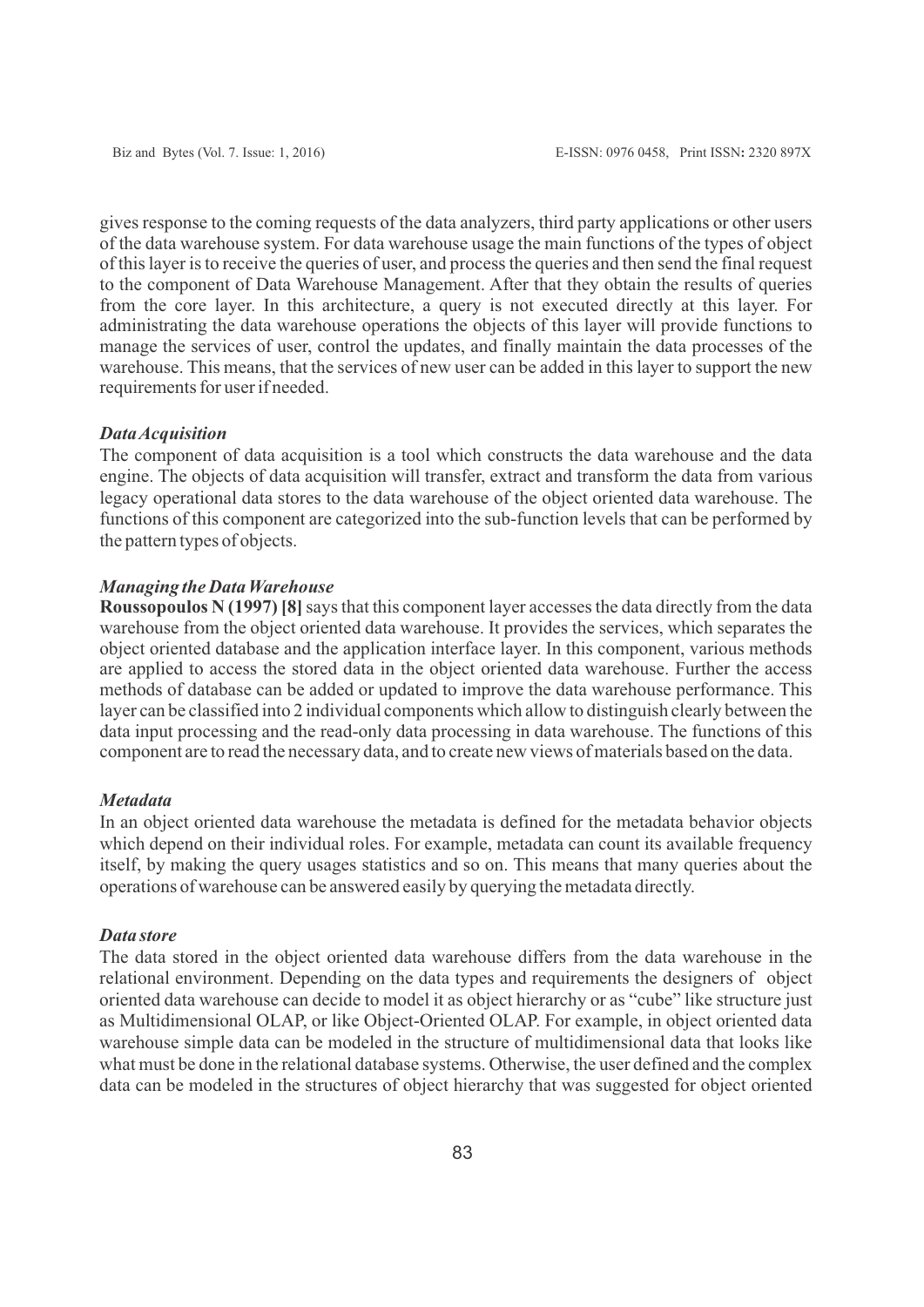gives response to the coming requests of the data analyzers, third party applications or other users of the data warehouse system. For data warehouse usage the main functions of the types of object of this layer is to receive the queries of user, and process the queries and then send the final request to the component of Data Warehouse Management. After that they obtain the results of queries from the core layer. In this architecture, a query is not executed directly at this layer. For administrating the data warehouse operations the objects of this layer will provide functions to manage the services of user, control the updates, and finally maintain the data processes of the warehouse. This means, that the services of new user can be added in this layer to support the new requirements for user if needed.

***Data Acquisition***

The component of data acquisition is a tool which constructs the data warehouse and the data engine. The objects of data acquisition will transfer, extract and transform the data from various legacy operational data stores to the data warehouse of the object oriented data warehouse. The functions of this component are categorized into the sub-function levels that can be performed by the pattern types of objects.

***Managing the Data Warehouse***

**Roussopoulos N (1997) [8]** says that this component layer accesses the data directly from the data warehouse from the object oriented data warehouse. It provides the services, which separates the object oriented database and the application interface layer. In this component, various methods are applied to access the stored data in the object oriented data warehouse. Further the access methods of database can be added or updated to improve the data warehouse performance. This layer can be classified into 2 individual components which allow to distinguish clearly between the data input processing and the read-only data processing in data warehouse. The functions of this component are to read the necessary data, and to create new views of materials based on the data.

***Metadata***

In an object oriented data warehouse the metadata is defined for the metadata behavior objects which depend on their individual roles. For example, metadata can count its available frequency itself, by making the query usages statistics and so on. This means that many queries about the operations of warehouse can be answered easily by querying the metadata directly.

***Data store***

The data stored in the object oriented data warehouse differs from the data warehouse in the relational environment. Depending on the data types and requirements the designers of object oriented data warehouse can decide to model it as object hierarchy or as "cube" like structure just as Multidimensional OLAP, or like Object-Oriented OLAP. For example, in object oriented data warehouse simple data can be modeled in the structure of multidimensional data that looks like what must be done in the relational database systems. Otherwise, the user defined and the complex data can be modeled in the structures of object hierarchy that was suggested for object oriented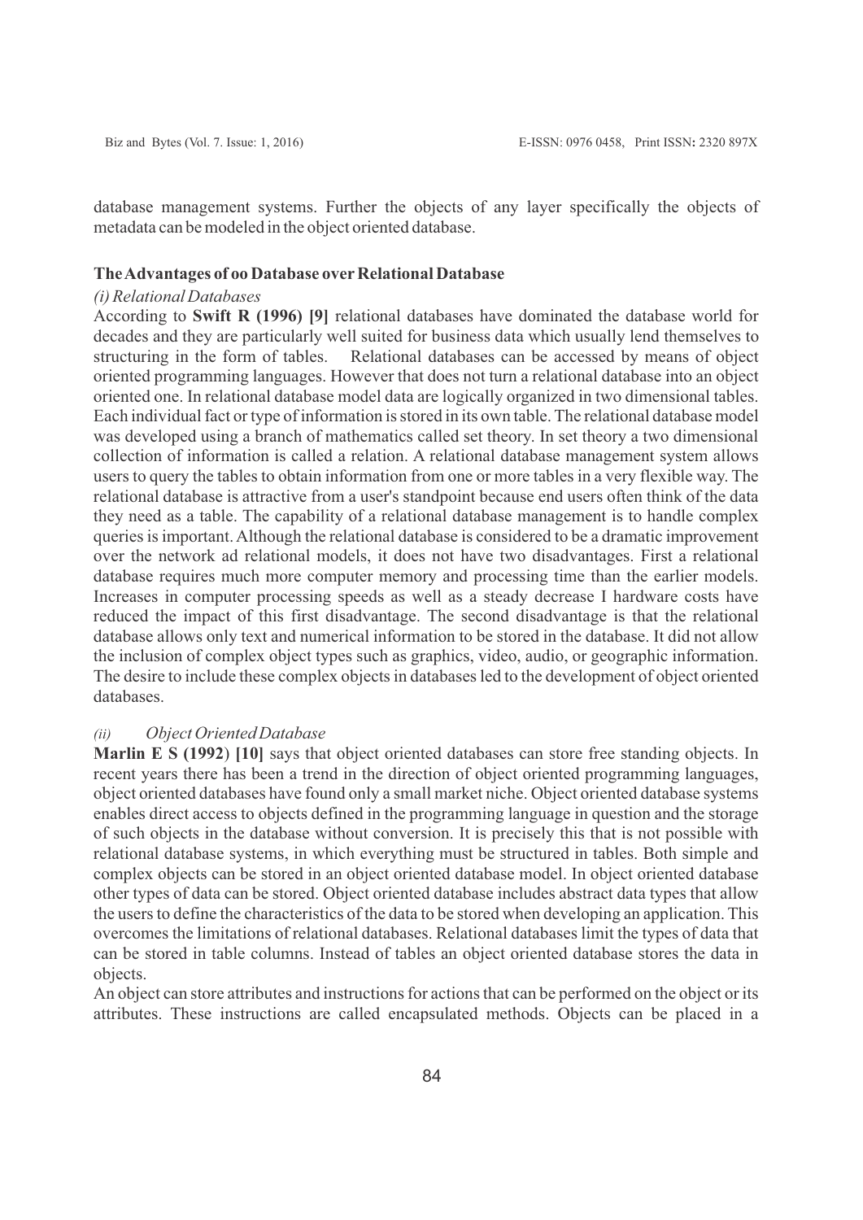database management systems. Further the objects of any layer specifically the objects of metadata can be modeled in the object oriented database.

### The Advantages of oo Database over Relational Database

*(i) Relational Databases*

According to **Swift R (1996) [9]** relational databases have dominated the database world for decades and they are particularly well suited for business data which usually lend themselves to structuring in the form of tables. Relational databases can be accessed by means of object oriented programming languages. However that does not turn a relational database into an object oriented one. In relational database model data are logically organized in two dimensional tables. Each individual fact or type of information is stored in its own table. The relational database model was developed using a branch of mathematics called set theory. In set theory a two dimensional collection of information is called a relation. A relational database management system allows users to query the tables to obtain information from one or more tables in a very flexible way. The relational database is attractive from a user's standpoint because end users often think of the data they need as a table. The capability of a relational database management is to handle complex queries is important. Although the relational database is considered to be a dramatic improvement over the network ad relational models, it does not have two disadvantages. First a relational database requires much more computer memory and processing time than the earlier models. Increases in computer processing speeds as well as a steady decrease I hardware costs have reduced the impact of this first disadvantage. The second disadvantage is that the relational database allows only text and numerical information to be stored in the database. It did not allow the inclusion of complex object types such as graphics, video, audio, or geographic information. The desire to include these complex objects in databases led to the development of object oriented databases.

*(ii) Object Oriented Database*

**Marlin E S (1992) [10]** says that object oriented databases can store free standing objects. In recent years there has been a trend in the direction of object oriented programming languages, object oriented databases have found only a small market niche. Object oriented database systems enables direct access to objects defined in the programming language in question and the storage of such objects in the database without conversion. It is precisely this that is not possible with relational database systems, in which everything must be structured in tables. Both simple and complex objects can be stored in an object oriented database model. In object oriented database other types of data can be stored. Object oriented database includes abstract data types that allow the users to define the characteristics of the data to be stored when developing an application. This overcomes the limitations of relational databases. Relational databases limit the types of data that can be stored in table columns. Instead of tables an object oriented database stores the data in objects.

An object can store attributes and instructions for actions that can be performed on the object or its attributes. These instructions are called encapsulated methods. Objects can be placed in a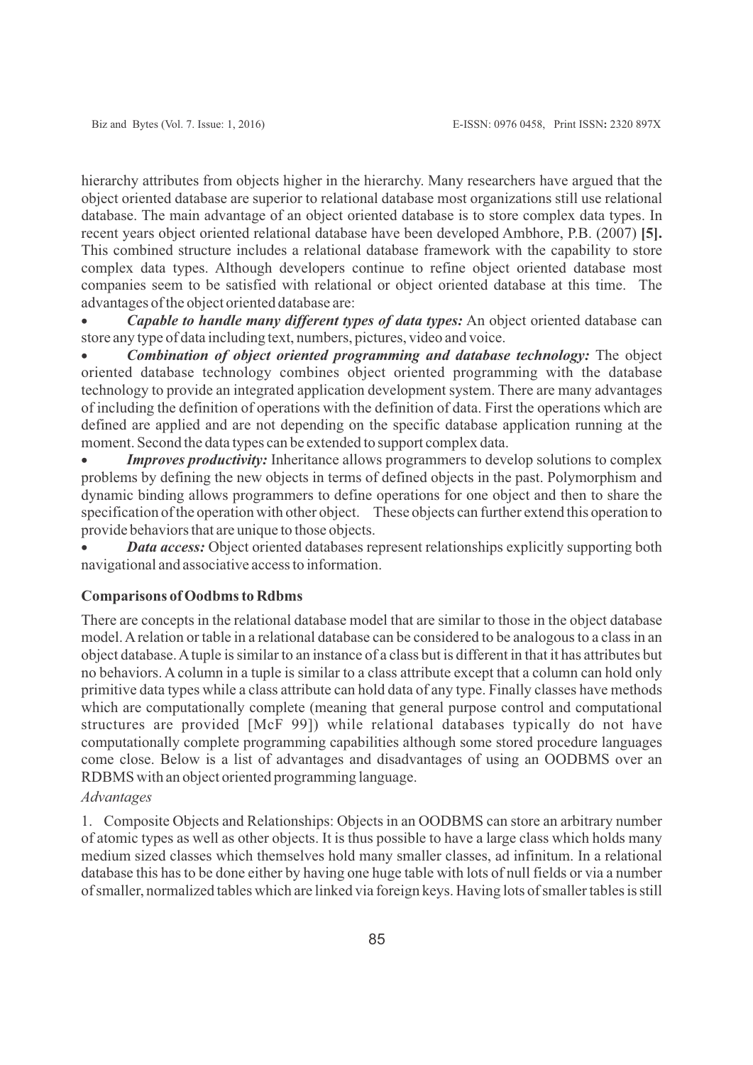hierarchy attributes from objects higher in the hierarchy. Many researchers have argued that the object oriented database are superior to relational database most organizations still use relational database. The main advantage of an object oriented database is to store complex data types. In recent years object oriented relational database have been developed Ambhore, P.B. (2007) **[5].** This combined structure includes a relational database framework with the capability to store complex data types. Although developers continue to refine object oriented database most companies seem to be satisfied with relational or object oriented database at this time. The advantages of the object oriented database are:

- ***Capable to handle many different types of data types:*** An object oriented database can store any type of data including text, numbers, pictures, video and voice.
- ***Combination of object oriented programming and database technology:*** The object oriented database technology combines object oriented programming with the database technology to provide an integrated application development system. There are many advantages of including the definition of operations with the definition of data. First the operations which are defined are applied and are not depending on the specific database application running at the moment. Second the data types can be extended to support complex data.
- ***Improves productivity:*** Inheritance allows programmers to develop solutions to complex problems by defining the new objects in terms of defined objects in the past. Polymorphism and dynamic binding allows programmers to define operations for one object and then to share the specification of the operation with other object. These objects can further extend this operation to provide behaviors that are unique to those objects.
- ***Data access:*** Object oriented databases represent relationships explicitly supporting both navigational and associative access to information.

**Comparisons of Oodbms to Rdbms**

There are concepts in the relational database model that are similar to those in the object database model. A relation or table in a relational database can be considered to be analogous to a class in an object database. A tuple is similar to an instance of a class but is different in that it has attributes but no behaviors. A column in a tuple is similar to a class attribute except that a column can hold only primitive data types while a class attribute can hold data of any type. Finally classes have methods which are computationally complete (meaning that general purpose control and computational structures are provided [McF 99]) while relational databases typically do not have computationally complete programming capabilities although some stored procedure languages come close. Below is a list of advantages and disadvantages of using an OODBMS over an RDBMS with an object oriented programming language.

*Advantages*

1. Composite Objects and Relationships: Objects in an OODBMS can store an arbitrary number of atomic types as well as other objects. It is thus possible to have a large class which holds many medium sized classes which themselves hold many smaller classes, ad infinitum. In a relational database this has to be done either by having one huge table with lots of null fields or via a number of smaller, normalized tables which are linked via foreign keys. Having lots of smaller tables is still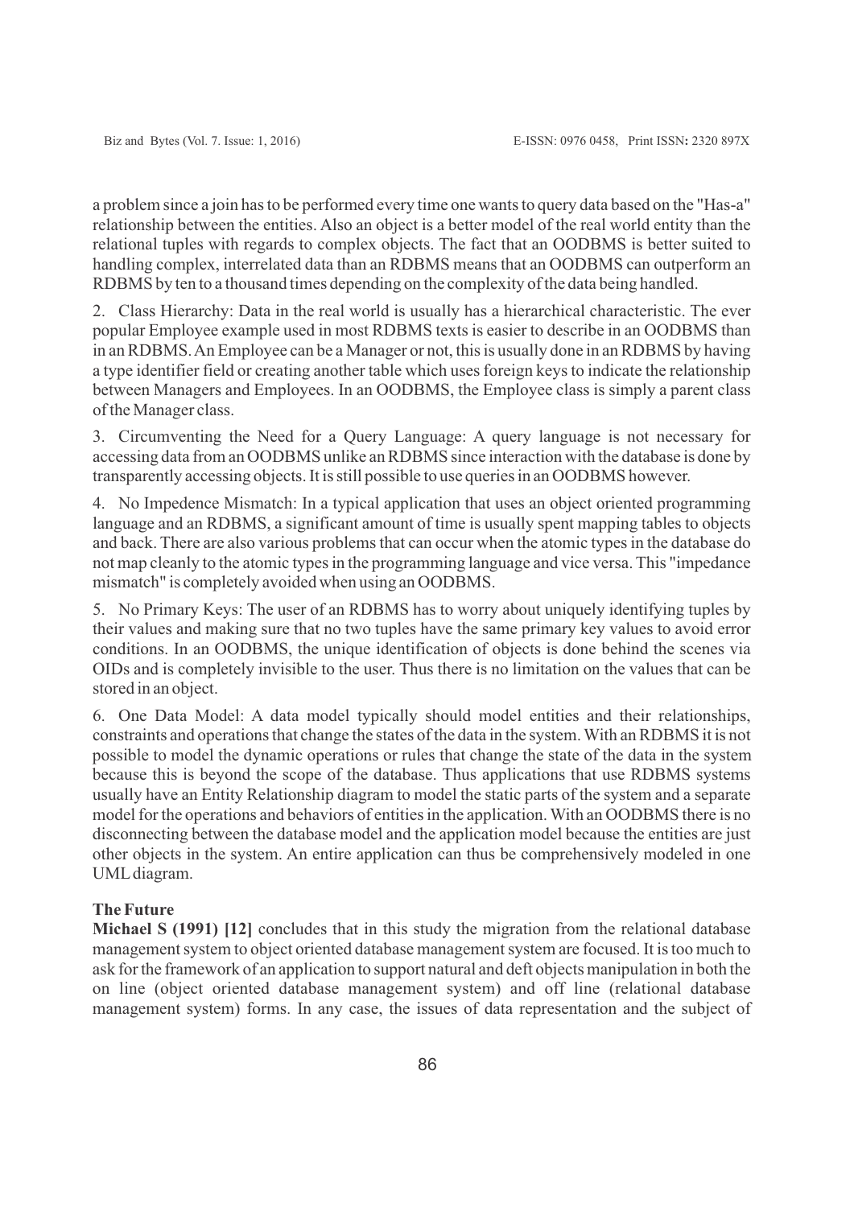a problem since a join has to be performed every time one wants to query data based on the "Has-a" relationship between the entities. Also an object is a better model of the real world entity than the relational tuples with regards to complex objects. The fact that an OODBMS is better suited to handling complex, interrelated data than an RDBMS means that an OODBMS can outperform an RDBMS by ten to a thousand times depending on the complexity of the data being handled.

2. Class Hierarchy: Data in the real world is usually has a hierarchical characteristic. The ever popular Employee example used in most RDBMS texts is easier to describe in an OODBMS than in an RDBMS. An Employee can be a Manager or not, this is usually done in an RDBMS by having a type identifier field or creating another table which uses foreign keys to indicate the relationship between Managers and Employees. In an OODBMS, the Employee class is simply a parent class of the Manager class.

3. Circumventing the Need for a Query Language: A query language is not necessary for accessing data from an OODBMS unlike an RDBMS since interaction with the database is done by transparently accessing objects. It is still possible to use queries in an OODBMS however.

4. No Impedence Mismatch: In a typical application that uses an object oriented programming language and an RDBMS, a significant amount of time is usually spent mapping tables to objects and back. There are also various problems that can occur when the atomic types in the database do not map cleanly to the atomic types in the programming language and vice versa. This "impedance mismatch" is completely avoided when using an OODBMS.

5. No Primary Keys: The user of an RDBMS has to worry about uniquely identifying tuples by their values and making sure that no two tuples have the same primary key values to avoid error conditions. In an OODBMS, the unique identification of objects is done behind the scenes via OIDs and is completely invisible to the user. Thus there is no limitation on the values that can be stored in an object.

6. One Data Model: A data model typically should model entities and their relationships, constraints and operations that change the states of the data in the system. With an RDBMS it is not possible to model the dynamic operations or rules that change the state of the data in the system because this is beyond the scope of the database. Thus applications that use RDBMS systems usually have an Entity Relationship diagram to model the static parts of the system and a separate model for the operations and behaviors of entities in the application. With an OODBMS there is no disconnecting between the database model and the application model because the entities are just other objects in the system. An entire application can thus be comprehensively modeled in one UML diagram.

**The Future**

**Michael S (1991) [12]** concludes that in this study the migration from the relational database management system to object oriented database management system are focused. It is too much to ask for the framework of an application to support natural and deft objects manipulation in both the on line (object oriented database management system) and off line (relational database management system) forms. In any case, the issues of data representation and the subject of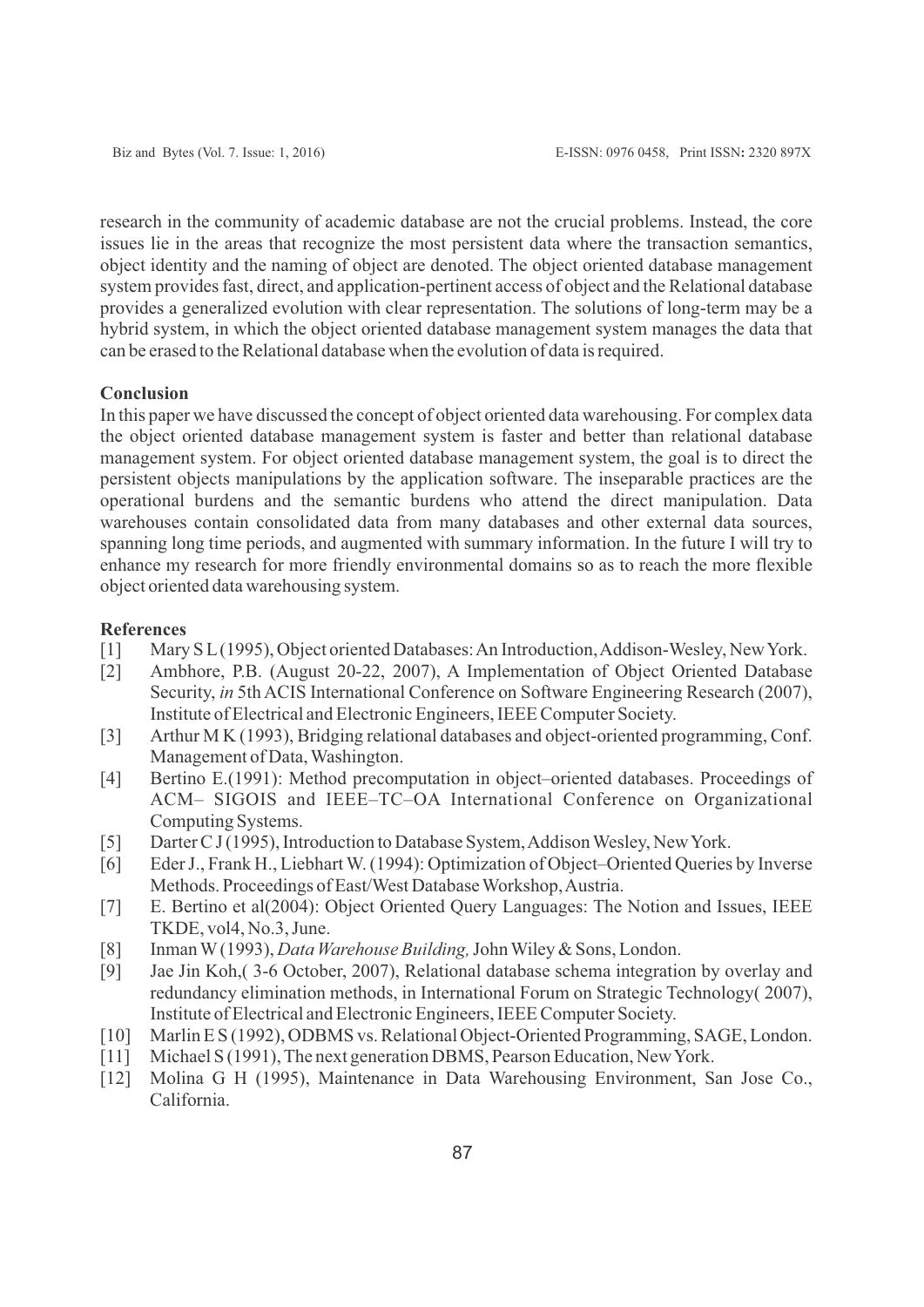research in the community of academic database are not the crucial problems. Instead, the core issues lie in the areas that recognize the most persistent data where the transaction semantics, object identity and the naming of object are denoted. The object oriented database management system provides fast, direct, and application-pertinent access of object and the Relational database provides a generalized evolution with clear representation. The solutions of long-term may be a hybrid system, in which the object oriented database management system manages the data that can be erased to the Relational database when the evolution of data is required.

## Conclusion

In this paper we have discussed the concept of object oriented data warehousing. For complex data the object oriented database management system is faster and better than relational database management system. For object oriented database management system, the goal is to direct the persistent objects manipulations by the application software. The inseparable practices are the operational burdens and the semantic burdens who attend the direct manipulation. Data warehouses contain consolidated data from many databases and other external data sources, spanning long time periods, and augmented with summary information. In the future I will try to enhance my research for more friendly environmental domains so as to reach the more flexible object oriented data warehousing system.

## References

[1] Mary S L (1995), Object oriented Databases: An Introduction, Addison-Wesley, New York.

[2] Ambhore, P.B. (August 20-22, 2007), A Implementation of Object Oriented Database Security, *in* 5th ACIS International Conference on Software Engineering Research (2007), Institute of Electrical and Electronic Engineers, IEEE Computer Society.

[3] Arthur M K (1993), Bridging relational databases and object-oriented programming, Conf. Management of Data, Washington.

[4] Bertino E.(1991): Method precomputation in object–oriented databases. Proceedings of ACM– SIGOIS and IEEE–TC–OA International Conference on Organizational Computing Systems.

[5] Darter C J (1995), Introduction to Database System, Addison Wesley, New York.

[6] Eder J., Frank H., Liebhart W. (1994): Optimization of Object–Oriented Queries by Inverse Methods. Proceedings of East/West Database Workshop, Austria.

[7] E. Bertino et al(2004): Object Oriented Query Languages: The Notion and Issues, IEEE TKDE, vol4, No.3, June.

[8] Inman W (1993), *Data Warehouse Building,* John Wiley & Sons, London.

[9] Jae Jin Koh,( 3-6 October, 2007), Relational database schema integration by overlay and redundancy elimination methods, in International Forum on Strategic Technology( 2007), Institute of Electrical and Electronic Engineers, IEEE Computer Society.

[10] Marlin E S (1992), ODBMS vs. Relational Object-Oriented Programming, SAGE, London.

[11] Michael S (1991), The next generation DBMS, Pearson Education, New York.

[12] Molina G H (1995), Maintenance in Data Warehousing Environment, San Jose Co., California.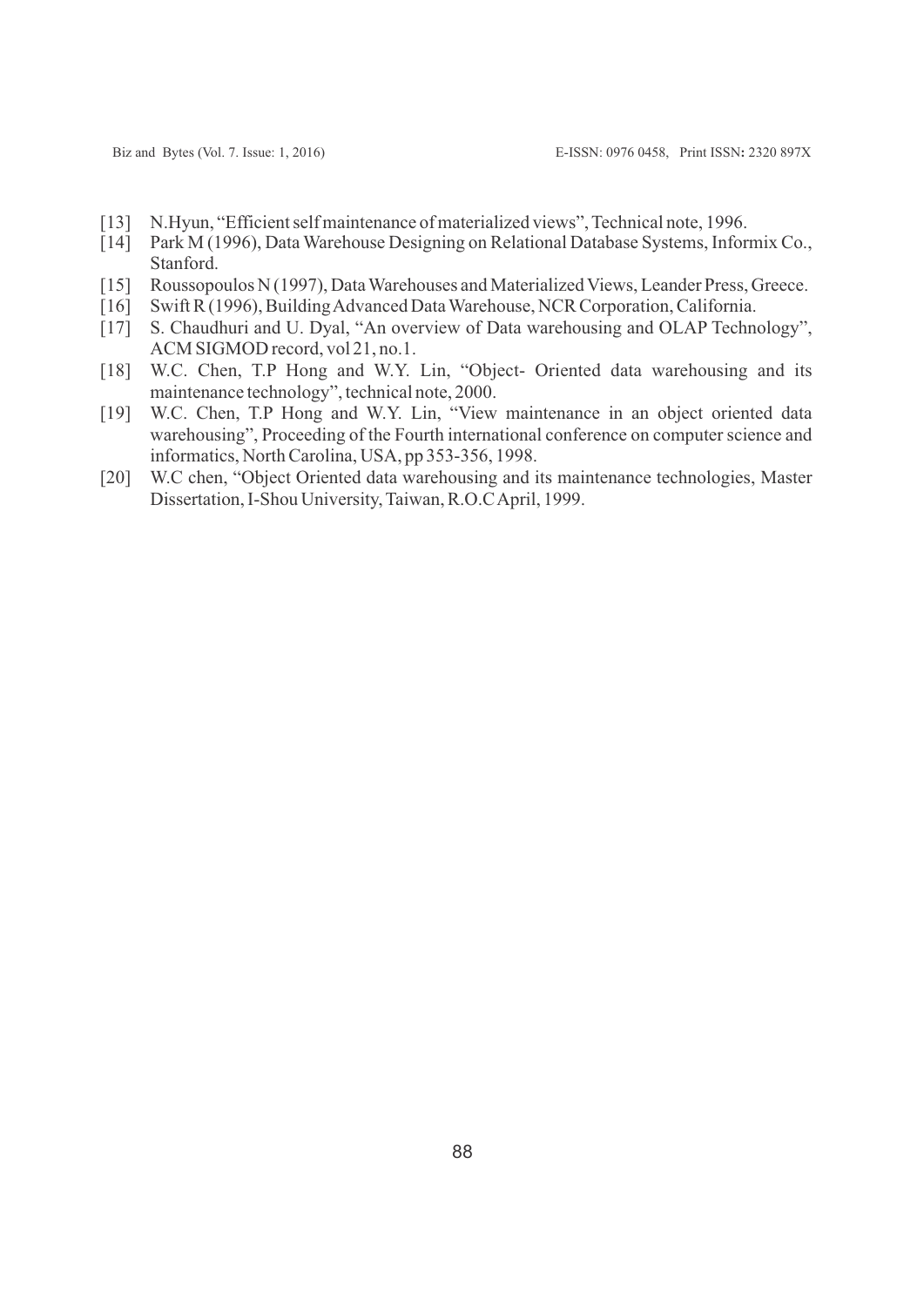[13] N.Hyun, "Efficient self maintenance of materialized views", Technical note, 1996.

[14] Park M (1996), Data Warehouse Designing on Relational Database Systems, Informix Co., Stanford.

[15] Roussopoulos N (1997), Data Warehouses and Materialized Views, Leander Press, Greece.

[16] Swift R (1996), Building Advanced Data Warehouse, NCR Corporation, California.

[17] S. Chaudhuri and U. Dyal, "An overview of Data warehousing and OLAP Technology", ACM SIGMOD record, vol 21, no.1.

[18] W.C. Chen, T.P Hong and W.Y. Lin, "Object- Oriented data warehousing and its maintenance technology", technical note, 2000.

[19] W.C. Chen, T.P Hong and W.Y. Lin, "View maintenance in an object oriented data warehousing", Proceeding of the Fourth international conference on computer science and informatics, North Carolina, USA, pp 353-356, 1998.

[20] W.C chen, "Object Oriented data warehousing and its maintenance technologies, Master Dissertation, I-Shou University, Taiwan, R.O.C April, 1999.